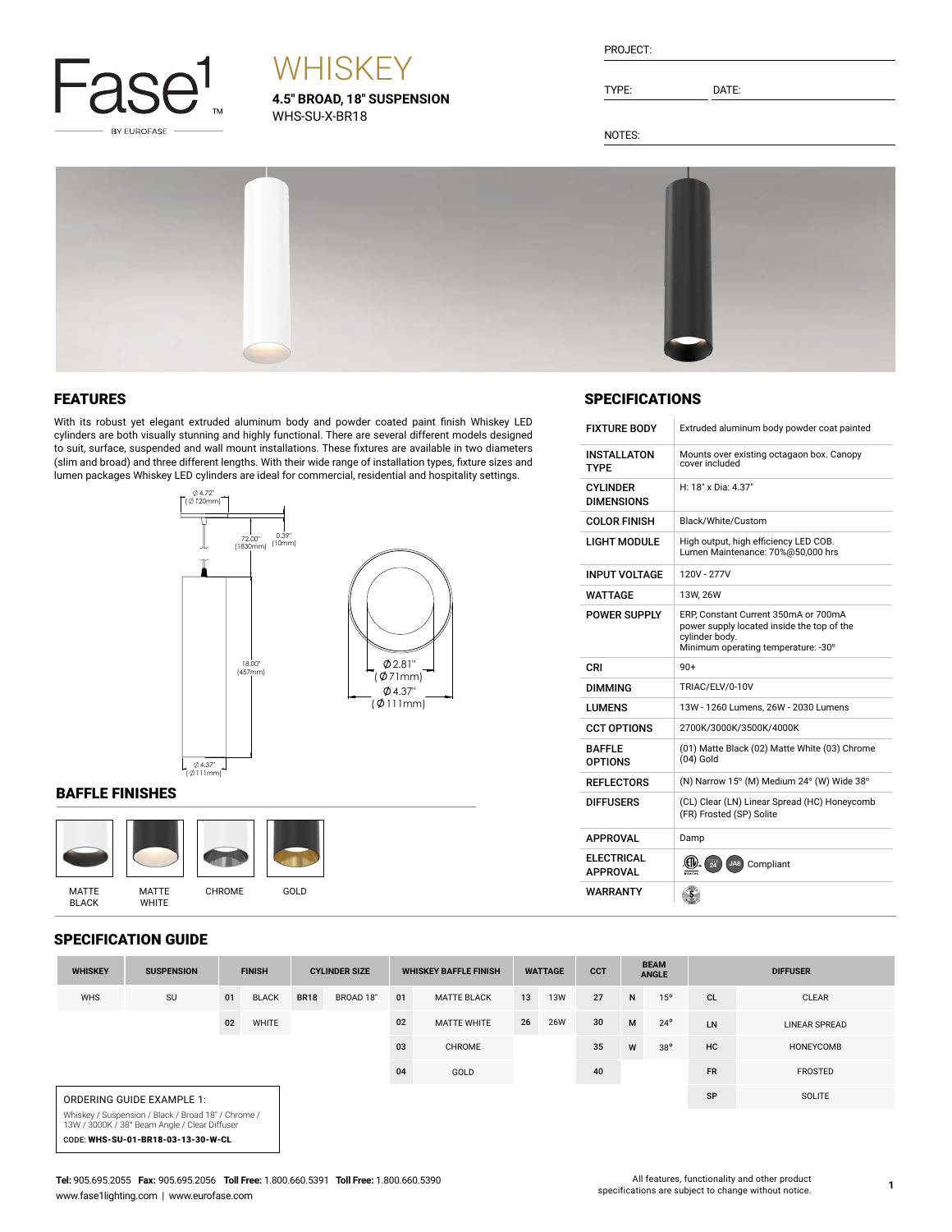Fase1™ BY EUROFASE

# WHISKEY

**4.5" BROAD, 18" SUSPENSION**
WHS-SU-X-BR18

PROJECT:

TYPE: DATE:

NOTES:

## FEATURES

With its robust yet elegant extruded aluminum body and powder coated paint finish Whiskey LED cylinders are both visually stunning and highly functional. There are several different models designed to suit, surface, suspended and wall mount installations. These fixtures are available in two diameters (slim and broad) and three different lengths. With their wide range of installation types, fixture sizes and lumen packages Whiskey LED cylinders are ideal for commercial, residential and hospitality settings.

Ø 4.72" (Ø 120mm)
72.00" (1830mm)
0.39" (10mm)
18.00" (457mm)
Ø 4.37" (Ø 111mm)
Ø2.81" (Ø71mm)
Ø4.37" (Ø111mm)

## BAFFLE FINISHES

MATTE BLACK | MATTE WHITE | CHROME | GOLD

## SPECIFICATIONS

| | |
|---|---|
| FIXTURE BODY | Extruded aluminum body powder coat painted |
| INSTALLATON TYPE | Mounts over existing octagaon box. Canopy cover included |
| CYLINDER DIMENSIONS | H: 18" x Dia: 4.37" |
| COLOR FINISH | Black/White/Custom |
| LIGHT MODULE | High output, high efficiency LED COB. Lumen Maintenance: 70%@50,000 hrs |
| INPUT VOLTAGE | 120V - 277V |
| WATTAGE | 13W, 26W |
| POWER SUPPLY | ERP, Constant Current 350mA or 700mA power supply located inside the top of the cylinder body. Minimum operating temperature: -30° |
| CRI | 90+ |
| DIMMING | TRIAC/ELV/0-10V |
| LUMENS | 13W - 1260 Lumens, 26W - 2030 Lumens |
| CCT OPTIONS | 2700K/3000K/3500K/4000K |
| BAFFLE OPTIONS | (01) Matte Black (02) Matte White (03) Chrome (04) Gold |
| REFLECTORS | (N) Narrow 15° (M) Medium 24° (W) Wide 38° |
| DIFFUSERS | (CL) Clear (LN) Linear Spread (HC) Honeycomb (FR) Frosted (SP) Solite |
| APPROVAL | Damp |
| ELECTRICAL APPROVAL | Compliant |
| WARRANTY | |

## SPECIFICATION GUIDE

| WHISKEY | SUSPENSION | FINISH | | CYLINDER SIZE | | WHISKEY BAFFLE FINISH | | WATTAGE | | CCT | BEAM ANGLE | | DIFFUSER | |
|---|---|---|---|---|---|---|---|---|---|---|---|---|---|---|
| WHS | SU | 01 | BLACK | BR18 | BROAD 18" | 01 | MATTE BLACK | 13 | 13W | 27 | N | 15° | CL | CLEAR |
| | | 02 | WHITE | | | 02 | MATTE WHITE | 26 | 26W | 30 | M | 24° | LN | LINEAR SPREAD |
| | | | | | | 03 | CHROME | | | 35 | W | 38° | HC | HONEYCOMB |
| | | | | | | 04 | GOLD | | | 40 | | | FR | FROSTED |
| | | | | | | | | | | | | | SP | SOLITE |

ORDERING GUIDE EXAMPLE 1:

Whiskey / Suspension / Black / Broad 18" / Chrome / 13W / 3000K / 38° Beam Angle / Clear Diffuser

CODE: **WHS-SU-01-BR18-03-13-30-W-CL**

**Tel:** 905.695.2055 **Fax:** 905.695.2056 **Toll Free:** 1.800.660.5391 **Toll Free:** 1.800.660.5390
www.fase1lighting.com | www.eurofase.com

All features, functionality and other product specifications are subject to change without notice.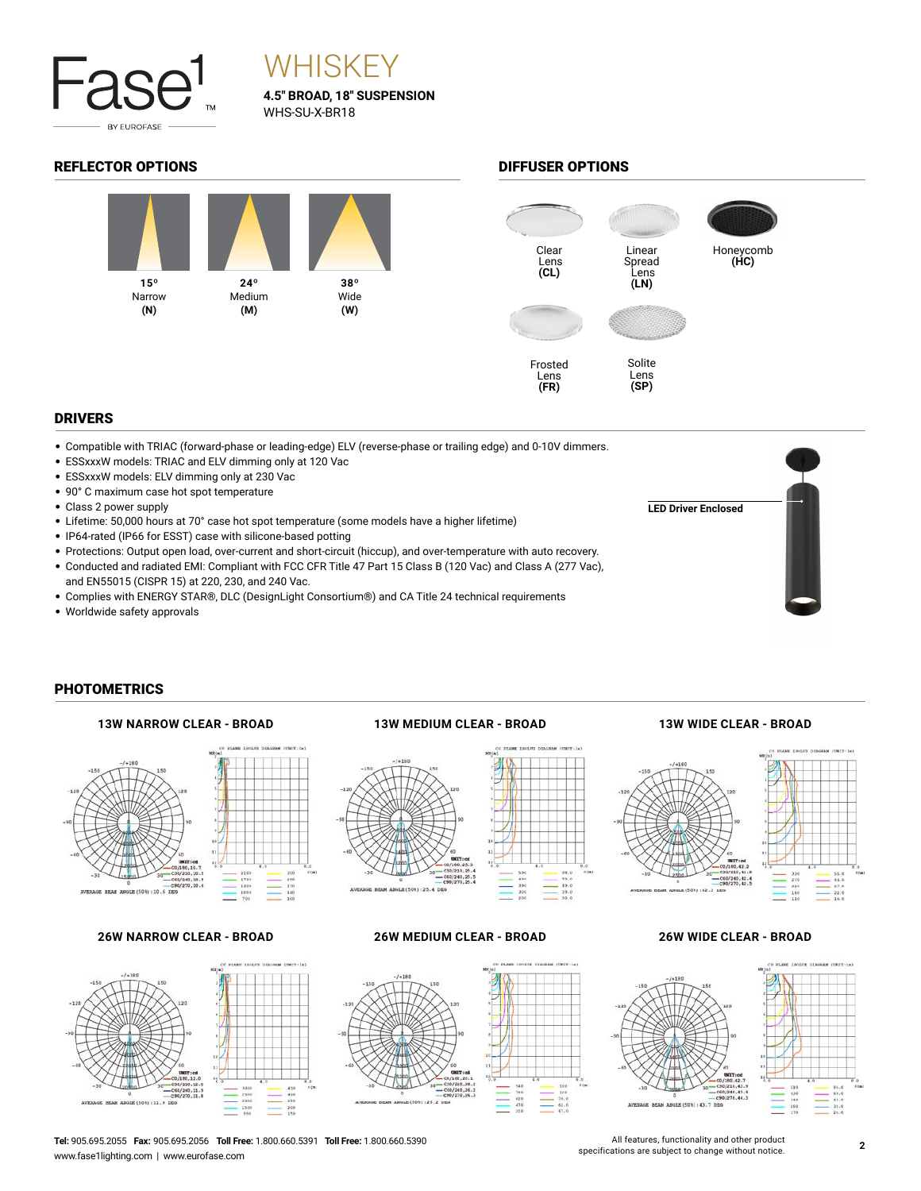# Fase1 BY EUROFASE

# WHISKEY

**4.5" BROAD, 18" SUSPENSION**
WHS-SU-X-BR18

## REFLECTOR OPTIONS

**15º**
Narrow
**(N)**

**24º**
Medium
**(M)**

**38º**
Wide
**(W)**

## DIFFUSER OPTIONS

Clear Lens **(CL)**

Linear Spread Lens **(LN)**

Honeycomb **(HC)**

Frosted Lens **(FR)**

Solite Lens **(SP)**

## DRIVERS

- Compatible with TRIAC (forward-phase or leading-edge) ELV (reverse-phase or trailing edge) and 0-10V dimmers.
- ESSxxxW models: TRIAC and ELV dimming only at 120 Vac
- ESSxxxW models: ELV dimming only at 230 Vac
- 90° C maximum case hot spot temperature
- Class 2 power supply
- Lifetime: 50,000 hours at 70° case hot spot temperature (some models have a higher lifetime)
- IP64-rated (IP66 for ESST) case with silicone-based potting
- Protections: Output open load, over-current and short-circuit (hiccup), and over-temperature with auto recovery.
- Conducted and radiated EMI: Compliant with FCC CFR Title 47 Part 15 Class B (120 Vac) and Class A (277 Vac), and EN55015 (CISPR 15) at 220, 230, and 240 Vac.
- Complies with ENERGY STAR®, DLC (DesignLight Consortium®) and CA Title 24 technical requirements
- Worldwide safety approvals

**LED Driver Enclosed**

## PHOTOMETRICS

### 13W NARROW CLEAR - BROAD

AVERAGE BEAM ANGLE (50%): 10.6 DEG

### 13W MEDIUM CLEAR - BROAD

AVERAGE BEAM ANGLE (50%): 25.4 DEG

### 13W WIDE CLEAR - BROAD

AVERAGE BEAM ANGLE (50%): 42.2 DEG

### 26W NARROW CLEAR - BROAD

AVERAGE BEAM ANGLE (50%): 11.9 DEG

### 26W MEDIUM CLEAR - BROAD

AVERAGE BEAM ANGLE (50%): 26.2 DEG

### 26W WIDE CLEAR - BROAD

AVERAGE BEAM ANGLE (50%): 43.7 DEG

**Tel:** 905.695.2055 **Fax:** 905.695.2056 **Toll Free:** 1.800.660.5391 **Toll Free:** 1.800.660.5390
www.fase1lighting.com | www.eurofase.com

All features, functionality and other product specifications are subject to change without notice.